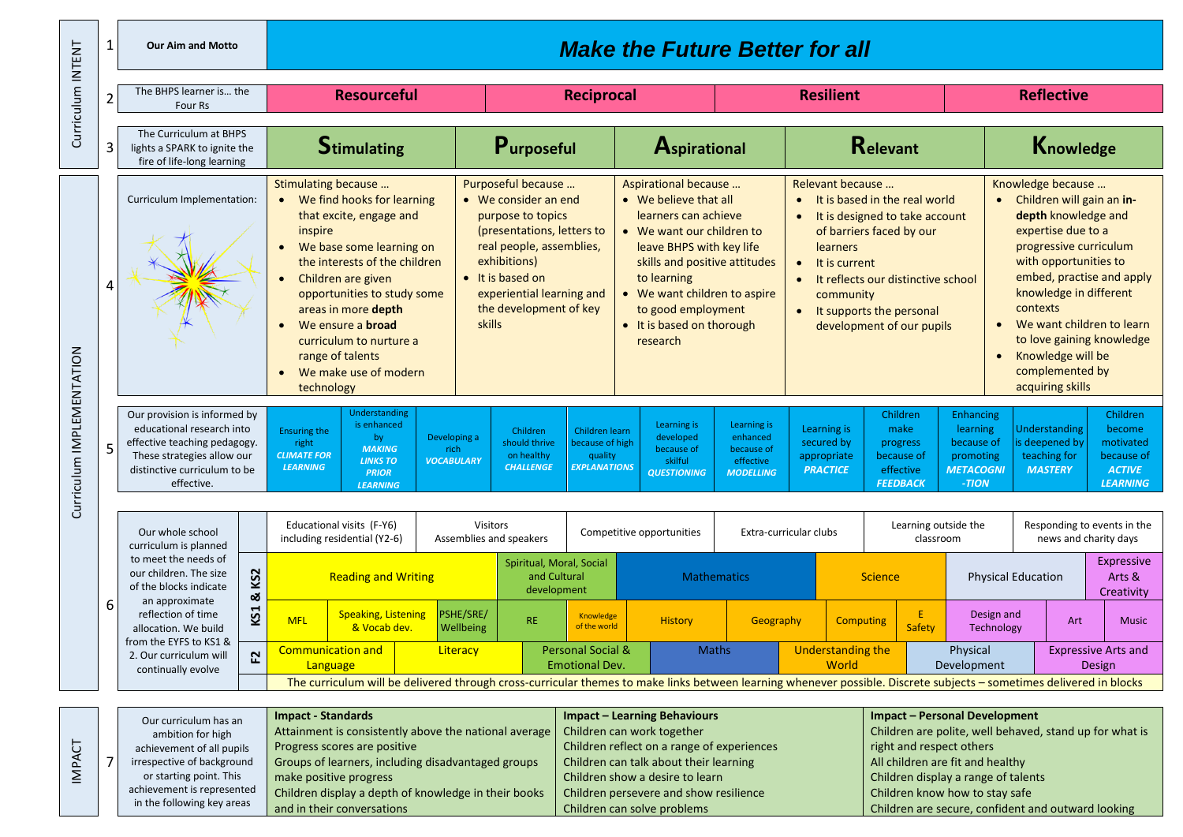# Curriculum INTENT

| | | | | | | |
|---|---|---|---|---|---|---|
| 1 | **Our Aim and Motto** | ***Make the Future Better for all*** | | | | |
| 2 | The BHPS learner is… the Four Rs | **Resourceful** | **Reciprocal** | **Resilient** | **Reflective** | |
| 3 | The Curriculum at BHPS lights a SPARK to ignite the fire of life-long learning | **Stimulating** | **Purposeful** | **Aspirational** | **Relevant** | **Knowledge** |

# Curriculum IMPLEMENTATION

## 4. Curriculum Implementation:

**Stimulating because …**
- We find hooks for learning that excite, engage and inspire
- We base some learning on the interests of the children
- Children are given opportunities to study some areas in more **depth**
- We ensure a **broad** curriculum to nurture a range of talents
- We make use of modern technology

**Purposeful because …**
- We consider an end purpose to topics (presentations, letters to real people, assemblies, exhibitions)
- It is based on experiential learning and the development of key skills

**Aspirational because …**
- We believe that all learners can achieve
- We want our children to leave BHPS with key life skills and positive attitudes to learning
- We want children to aspire to good employment
- It is based on thorough research

**Relevant because …**
- It is based in the real world
- It is designed to take account of barriers faced by our learners
- It is current
- It reflects our distinctive school community
- It supports the personal development of our pupils

**Knowledge because …**
- Children will gain an **in-depth** knowledge and expertise due to a progressive curriculum with opportunities to embed, practise and apply knowledge in different contexts
- We want children to learn to love gaining knowledge
- Knowledge will be complemented by acquiring skills

## 5.

Our provision is informed by educational research into effective teaching pedagogy. These strategies allow our distinctive curriculum to be effective.

| | | | | | | | | | | | |
|---|---|---|---|---|---|---|---|---|---|---|---|
| Ensuring the right ***CLIMATE FOR LEARNING*** | Understanding is enhanced by ***MAKING LINKS TO PRIOR LEARNING*** | Developing a rich ***VOCABULARY*** | Children should thrive on healthy ***CHALLENGE*** | Children learn because of high quality ***EXPLANATIONS*** | Learning is developed because of skilful ***QUESTIONING*** | Learning is enhanced because of effective ***MODELLING*** | Learning is secured by appropriate ***PRACTICE*** | Children make progress because of effective ***FEEDBACK*** | Enhancing learning because of promoting ***METACOGNI-TION*** | Understanding is deepened by teaching for ***MASTERY*** | Children become motivated because of ***ACTIVE LEARNING*** |

## 6.

Our whole school curriculum is planned to meet the needs of our children. The size of the blocks indicate an approximate reflection of time allocation. We build from the EYFS to KS1 & 2. Our curriculum will continually evolve

| Educational visits (F-Y6) including residential (Y2-6) | Visitors Assemblies and speakers | Competitive opportunities | Extra-curricular clubs | Learning outside the classroom | Responding to events in the news and charity days |
|---|---|---|---|---|---|

**KS1 & KS2**

| Reading and Writing | Spiritual, Moral, Social and Cultural development | Mathematics | Science | Physical Education | Expressive Arts & Creativity |
|---|---|---|---|---|---|

| MFL | Speaking, Listening & Vocab dev. | PSHE/SRE/ Wellbeing | RE | Knowledge of the world | History | Geography | Computing | E Safety | Design and Technology | Art | Music |
|---|---|---|---|---|---|---|---|---|---|---|---|

**F2**

| Communication and Language | Literacy | Personal Social & Emotional Dev. | Maths | Understanding the World | Physical Development | Expressive Arts and Design |
|---|---|---|---|---|---|---|

The curriculum will be delivered through cross-curricular themes to make links between learning whenever possible. Discrete subjects – sometimes delivered in blocks

# IMPACT

## 7.

Our curriculum has an ambition for high achievement of all pupils irrespective of background or starting point. This achievement is represented in the following key areas

**Impact - Standards**

Attainment is consistently above the national average
Progress scores are positive
Groups of learners, including disadvantaged groups make positive progress
Children display a depth of knowledge in their books and in their conversations

**Impact – Learning Behaviours**

Children can work together
Children reflect on a range of experiences
Children can talk about their learning
Children show a desire to learn
Children persevere and show resilience
Children can solve problems

**Impact – Personal Development**

Children are polite, well behaved, stand up for what is right and respect others
All children are fit and healthy
Children display a range of talents
Children know how to stay safe
Children are secure, confident and outward looking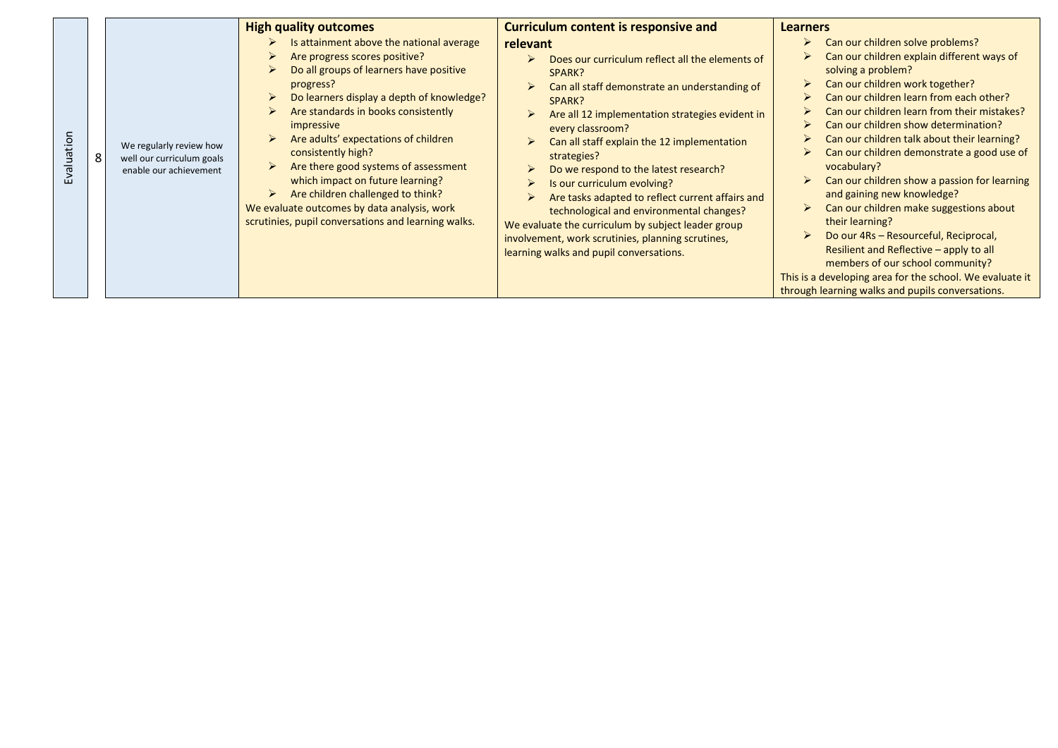| | | | | | |
|---|---|---|---|---|---|
| Evaluation | 8 | We regularly review how well our curriculum goals enable our achievement | **High quality outcomes**<br>➢ Is attainment above the national average<br>➢ Are progress scores positive?<br>➢ Do all groups of learners have positive progress?<br>➢ Do learners display a depth of knowledge?<br>➢ Are standards in books consistently impressive<br>➢ Are adults' expectations of children consistently high?<br>➢ Are there good systems of assessment which impact on future learning?<br>➢ Are children challenged to think?<br>We evaluate outcomes by data analysis, work scrutinies, pupil conversations and learning walks. | **Curriculum content is responsive and relevant**<br>➢ Does our curriculum reflect all the elements of SPARK?<br>➢ Can all staff demonstrate an understanding of SPARK?<br>➢ Are all 12 implementation strategies evident in every classroom?<br>➢ Can all staff explain the 12 implementation strategies?<br>➢ Do we respond to the latest research?<br>➢ Is our curriculum evolving?<br>➢ Are tasks adapted to reflect current affairs and technological and environmental changes?<br>We evaluate the curriculum by subject leader group involvement, work scrutinies, planning scrutines, learning walks and pupil conversations. | **Learners**<br>➢ Can our children solve problems?<br>➢ Can our children explain different ways of solving a problem?<br>➢ Can our children work together?<br>➢ Can our children learn from each other?<br>➢ Can our children learn from their mistakes?<br>➢ Can our children show determination?<br>➢ Can our children talk about their learning?<br>➢ Can our children demonstrate a good use of vocabulary?<br>➢ Can our children show a passion for learning and gaining new knowledge?<br>➢ Can our children make suggestions about their learning?<br>➢ Do our 4Rs – Resourceful, Reciprocal, Resilient and Reflective – apply to all members of our school community?<br>This is a developing area for the school. We evaluate it through learning walks and pupils conversations. |